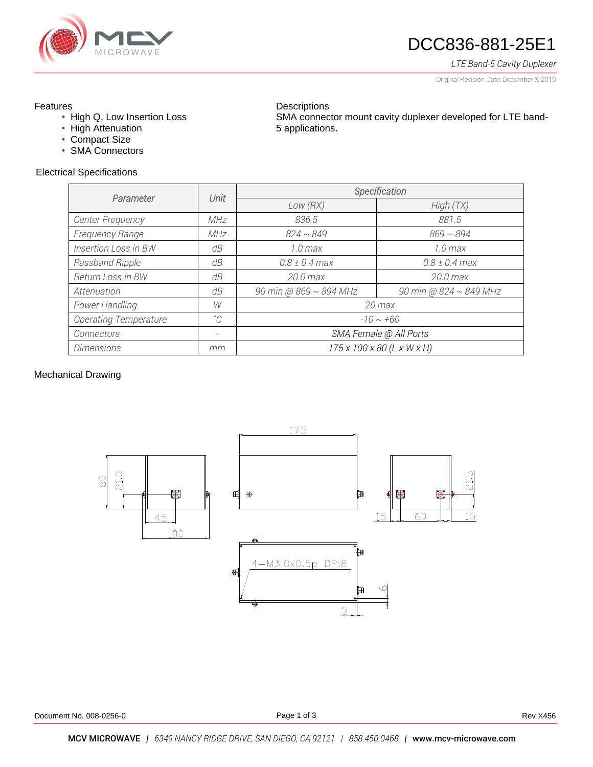# DCC836-881-25E1

*LTE Band-5 Cavity Duplexer*

Original Revision Date: December 3, 2010

## Features

- High Q, Low Insertion Loss
- High Attenuation
- Compact Size
- SMA Connectors

## Descriptions

SMA connector mount cavity duplexer developed for LTE band-5 applications.

## Electrical Specifications

| Parameter | Unit | Specification | |
|---|---|---|---|
| | | Low (RX) | High (TX) |
| Center Frequency | MHz | 836.5 | 881.5 |
| Frequency Range | MHz | 824 ~ 849 | 869 ~ 894 |
| Insertion Loss in BW | dB | 1.0 max | 1.0 max |
| Passband Ripple | dB | 0.8 ± 0.4 max | 0.8 ± 0.4 max |
| Return Loss in BW | dB | 20.0 max | 20.0 max |
| Attenuation | dB | 90 min @ 869 ~ 894 MHz | 90 min @ 824 ~ 849 MHz |
| Power Handling | W | 20 max | |
| Operating Temperature | ˚C | -10 ~ +60 | |
| Connectors | - | SMA Female @ All Ports | |
| Dimensions | mm | 175 x 100 x 80 (L x W x H) | |

## Mechanical Drawing

175

80 21.5 45 100

21.5 15 60 15

4−M3.0x0.5p DP:8

6 3

Document No. 008-0256-0 Rev X456

**MCV MICROWAVE** | *6349 NANCY RIDGE DRIVE, SAN DIEGO, CA 92121* | *858.450.0468* | **www.mcv-microwave.com**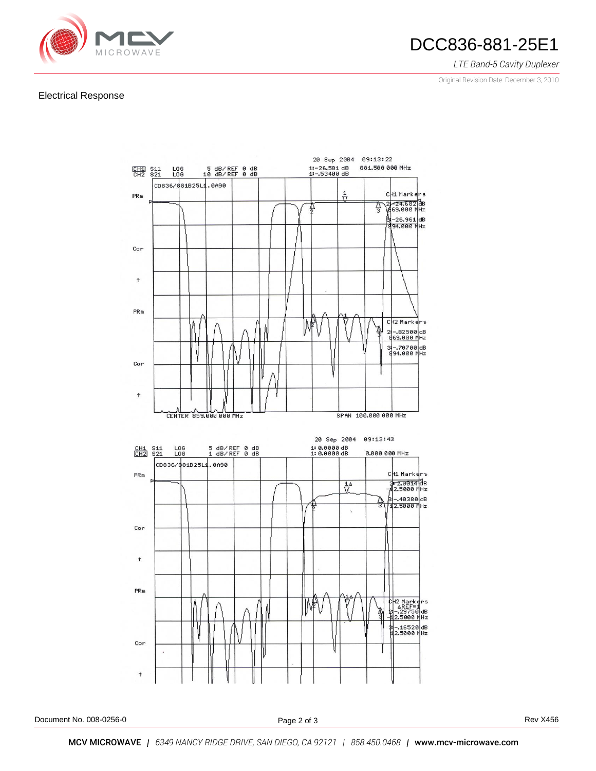## Electrical Response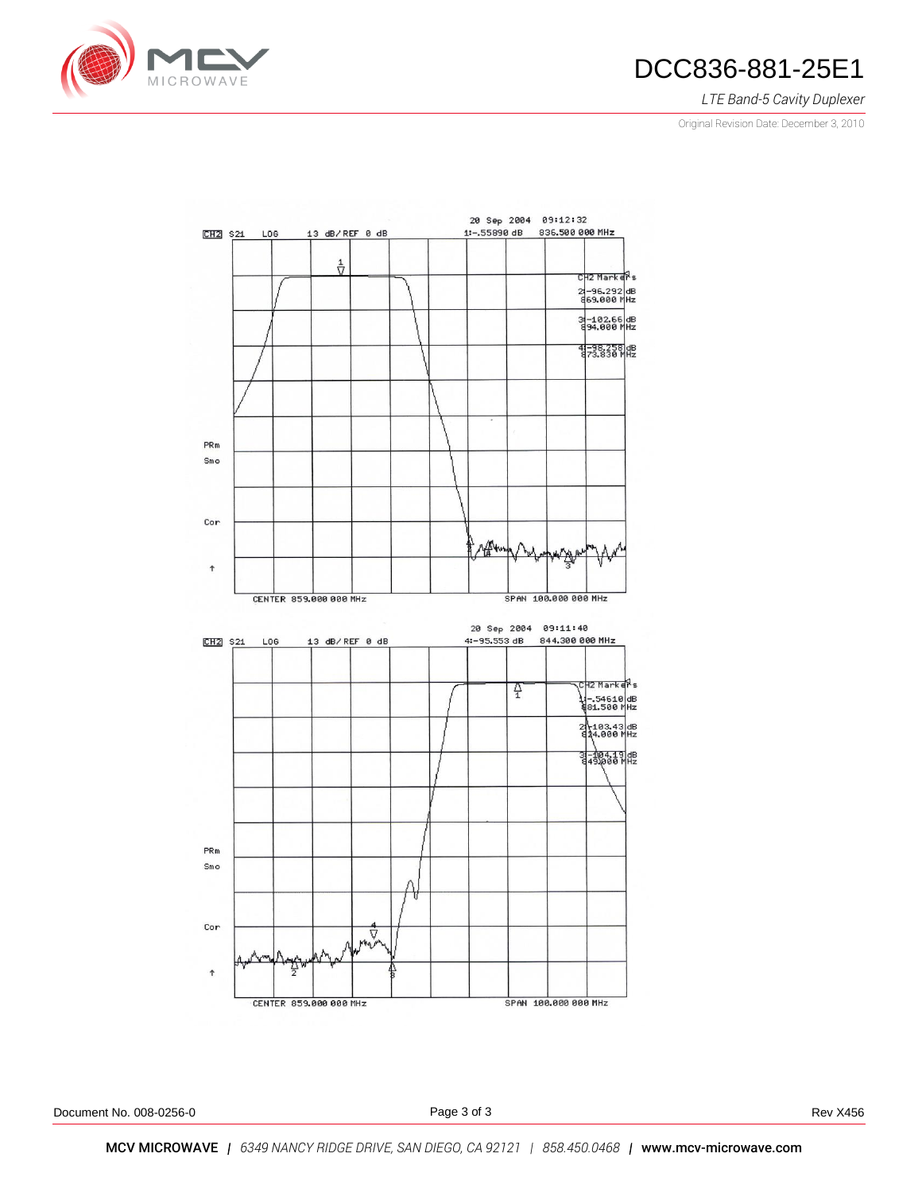# DCC836-881-25E1

*LTE Band-5 Cavity Duplexer*

Original Revision Date: December 3, 2010

20 Sep 2004 09:12:32

CH2 S21 LOG 13 dB/ REF 0 dB 1:-.55890 dB 836.500 000 MHz

CH2 Markers

2:-96.292 dB
869.000 MHz

3:-102.66 dB
894.000 MHz

4:-98.258 dB
873.830 MHz

PRm

Smo

Cor

CENTER 859.000 000 MHz SPAN 100.000 000 MHz

20 Sep 2004 09:11:40

CH2 S21 LOG 13 dB/ REF 0 dB 4:-95.553 dB 844.300 000 MHz

CH2 Markers

1:-.54610 dB
881.500 MHz

2:-103.43 dB
824.000 MHz

3:-104.19 dB
849.000 MHz

PRm

Smo

Cor

CENTER 859.000 000 MHz SPAN 100.000 000 MHz

Document No. 008-0256-0 Rev X456

**MCV MICROWAVE** | *6349 NANCY RIDGE DRIVE, SAN DIEGO, CA 92121* | *858.450.0468* | **www.mcv-microwave.com**